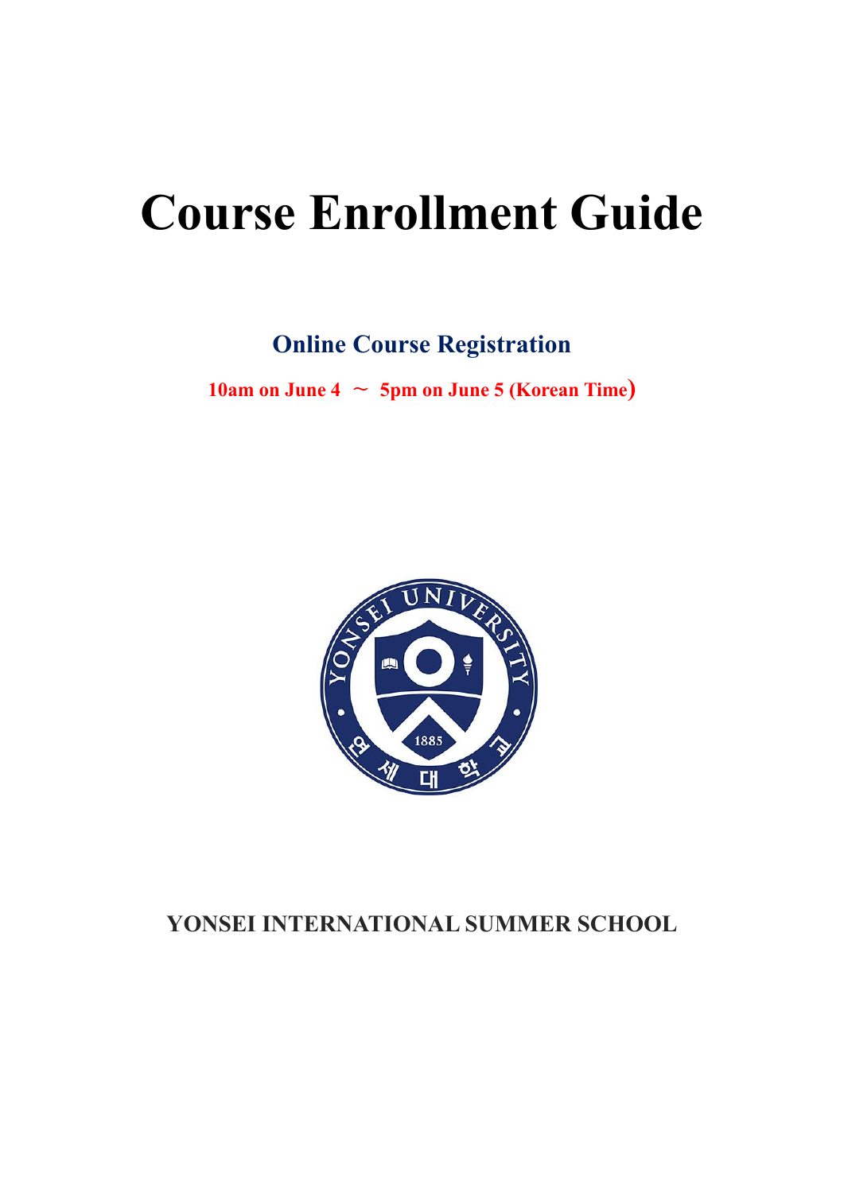# Course Enrollment Guide

## Online Course Registration

**10am on June 4 ～ 5pm on June 5 (Korean Time)**

**YONSEI INTERNATIONAL SUMMER SCHOOL**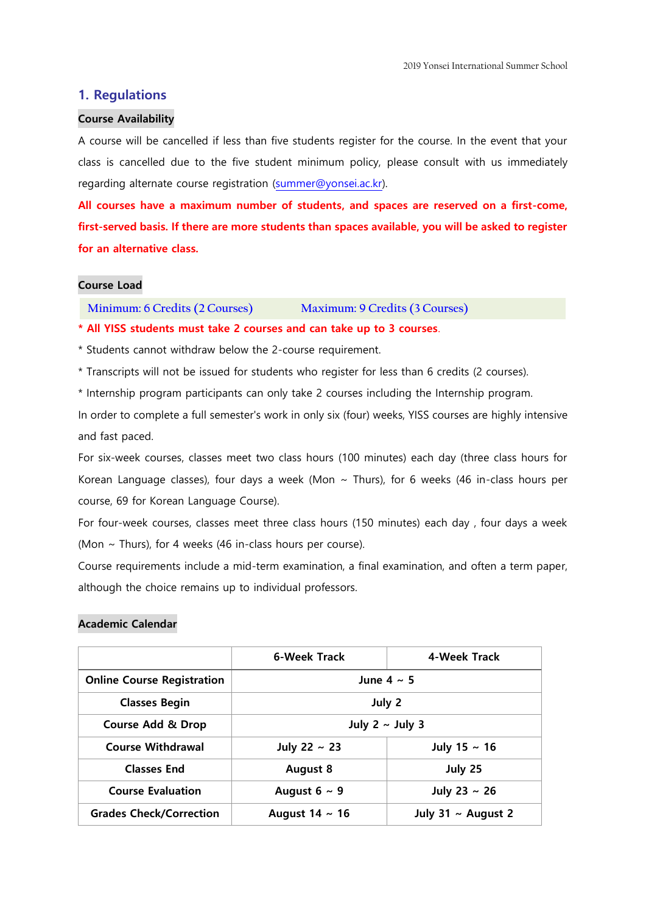## 1. Regulations

### Course Availability

A course will be cancelled if less than five students register for the course. In the event that your class is cancelled due to the five student minimum policy, please consult with us immediately regarding alternate course registration (summer@yonsei.ac.kr).

**All courses have a maximum number of students, and spaces are reserved on a first-come, first-served basis. If there are more students than spaces available, you will be asked to register for an alternative class.**

### Course Load

| Minimum: 6 Credits (2 Courses) | Maximum: 9 Credits (3 Courses) |
|---|---|

**\* All YISS students must take 2 courses and can take up to 3 courses.**

\* Students cannot withdraw below the 2-course requirement.

\* Transcripts will not be issued for students who register for less than 6 credits (2 courses).

\* Internship program participants can only take 2 courses including the Internship program.

In order to complete a full semester's work in only six (four) weeks, YISS courses are highly intensive and fast paced.

For six-week courses, classes meet two class hours (100 minutes) each day (three class hours for Korean Language classes), four days a week (Mon ~ Thurs), for 6 weeks (46 in-class hours per course, 69 for Korean Language Course).

For four-week courses, classes meet three class hours (150 minutes) each day , four days a week (Mon ~ Thurs), for 4 weeks (46 in-class hours per course).

Course requirements include a mid-term examination, a final examination, and often a term paper, although the choice remains up to individual professors.

### Academic Calendar

| | 6-Week Track | 4-Week Track |
|---|---|---|
| Online Course Registration | June 4 ~ 5 | |
| Classes Begin | July 2 | |
| Course Add & Drop | July 2 ~ July 3 | |
| Course Withdrawal | July 22 ~ 23 | July 15 ~ 16 |
| Classes End | August 8 | July 25 |
| Course Evaluation | August 6 ~ 9 | July 23 ~ 26 |
| Grades Check/Correction | August 14 ~ 16 | July 31 ~ August 2 |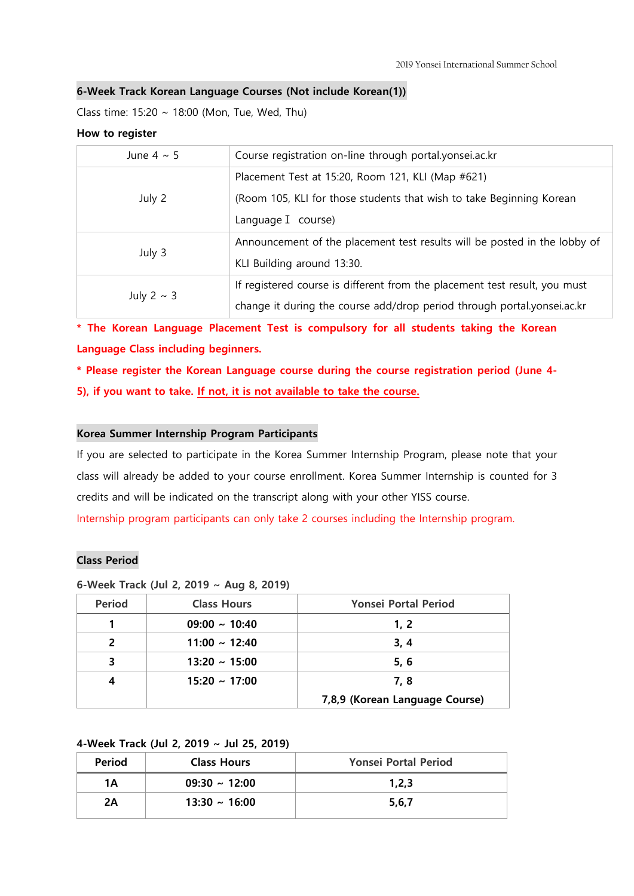## 6-Week Track Korean Language Courses (Not include Korean(1))

Class time: 15:20 ~ 18:00 (Mon, Tue, Wed, Thu)

**How to register**

| | |
|---|---|
| June 4 ~ 5 | Course registration on-line through portal.yonsei.ac.kr |
| July 2 | Placement Test at 15:20, Room 121, KLI (Map #621)<br>(Room 105, KLI for those students that wish to take Beginning Korean Language Ⅰ course) |
| July 3 | Announcement of the placement test results will be posted in the lobby of KLI Building around 13:30. |
| July 2 ~ 3 | If registered course is different from the placement test result, you must change it during the course add/drop period through portal.yonsei.ac.kr |

**\* The Korean Language Placement Test is compulsory for all students taking the Korean Language Class including beginners.**

**\* Please register the Korean Language course during the course registration period (June 4-5), if you want to take. <u>If not, it is not available to take the course.</u>**

## Korea Summer Internship Program Participants

If you are selected to participate in the Korea Summer Internship Program, please note that your class will already be added to your course enrollment. Korea Summer Internship is counted for 3 credits and will be indicated on the transcript along with your other YISS course.

Internship program participants can only take 2 courses including the Internship program.

## Class Period

**6-Week Track (Jul 2, 2019 ~ Aug 8, 2019)**

| Period | Class Hours | Yonsei Portal Period |
|---|---|---|
| 1 | 09:00 ~ 10:40 | 1, 2 |
| 2 | 11:00 ~ 12:40 | 3, 4 |
| 3 | 13:20 ~ 15:00 | 5, 6 |
| 4 | 15:20 ~ 17:00 | 7, 8<br>7,8,9 (Korean Language Course) |

**4-Week Track (Jul 2, 2019 ~ Jul 25, 2019)**

| Period | Class Hours | Yonsei Portal Period |
|---|---|---|
| 1A | 09:30 ~ 12:00 | 1,2,3 |
| 2A | 13:30 ~ 16:00 | 5,6,7 |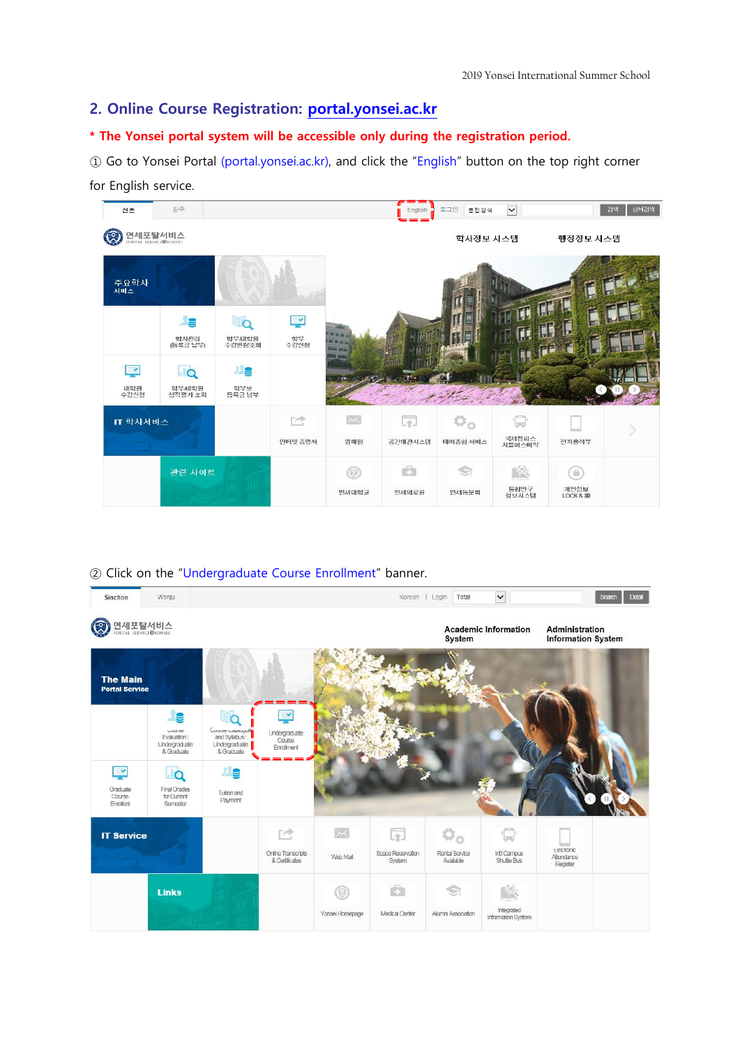## 2. Online Course Registration: portal.yonsei.ac.kr

**\* The Yonsei portal system will be accessible only during the registration period.**

① Go to Yonsei Portal (portal.yonsei.ac.kr), and click the "English" button on the top right corner for English service.

② Click on the "Undergraduate Course Enrollment" banner.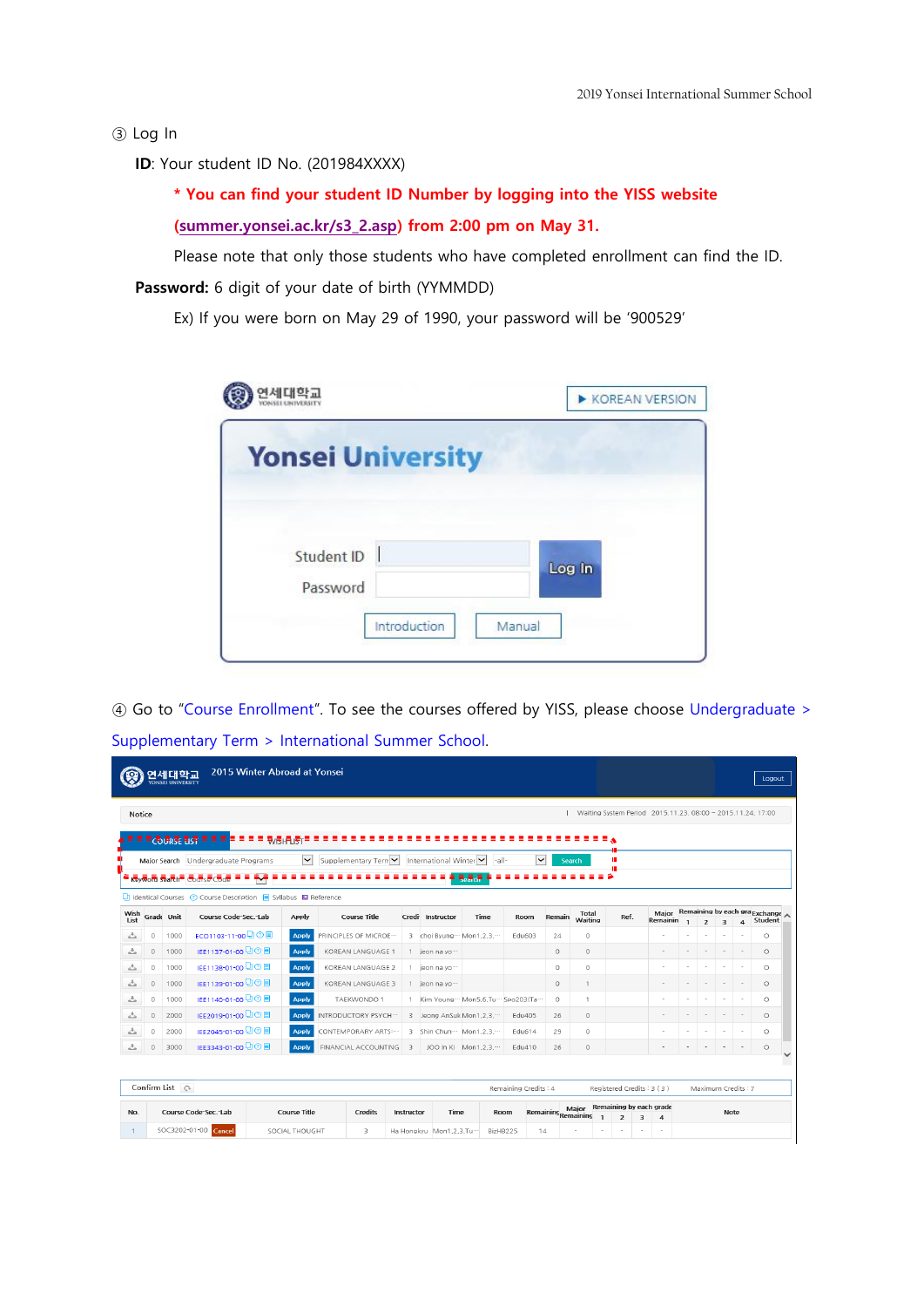③ Log In

**ID**: Your student ID No. (201984XXXX)

**\* You can find your student ID Number by logging into the YISS website (summer.yonsei.ac.kr/s3_2.asp) from 2:00 pm on May 31.**

Please note that only those students who have completed enrollment can find the ID.

**Password:** 6 digit of your date of birth (YYMMDD)

Ex) If you were born on May 29 of 1990, your password will be '900529'

④ Go to "Course Enrollment". To see the courses offered by YISS, please choose Undergraduate > Supplementary Term > International Summer School.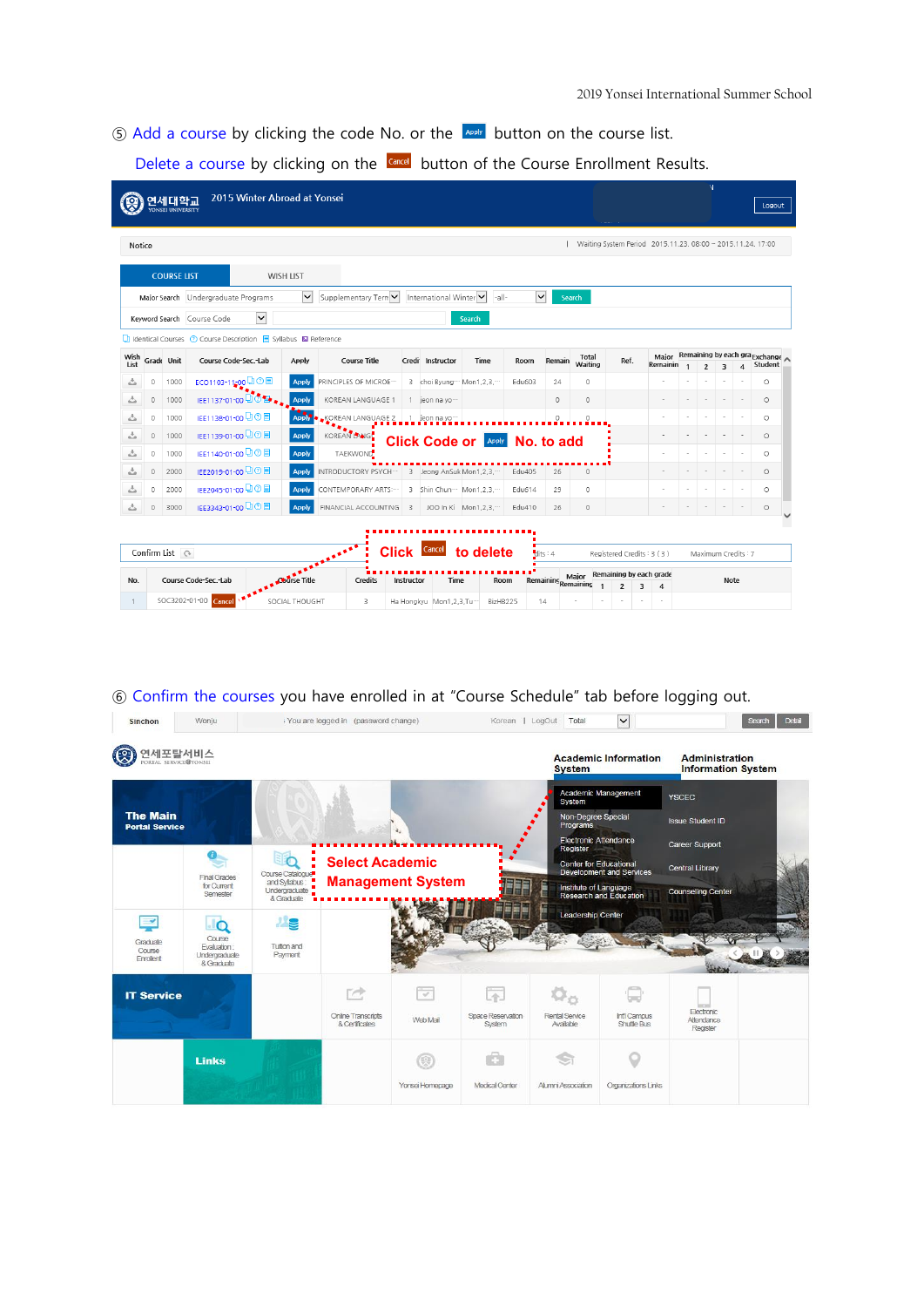⑤ Add a course by clicking the code No. or the Apply button on the course list.

Delete a course by clicking on the Cancel button of the Course Enrollment Results.

⑥ Confirm the courses you have enrolled in at "Course Schedule" tab before logging out.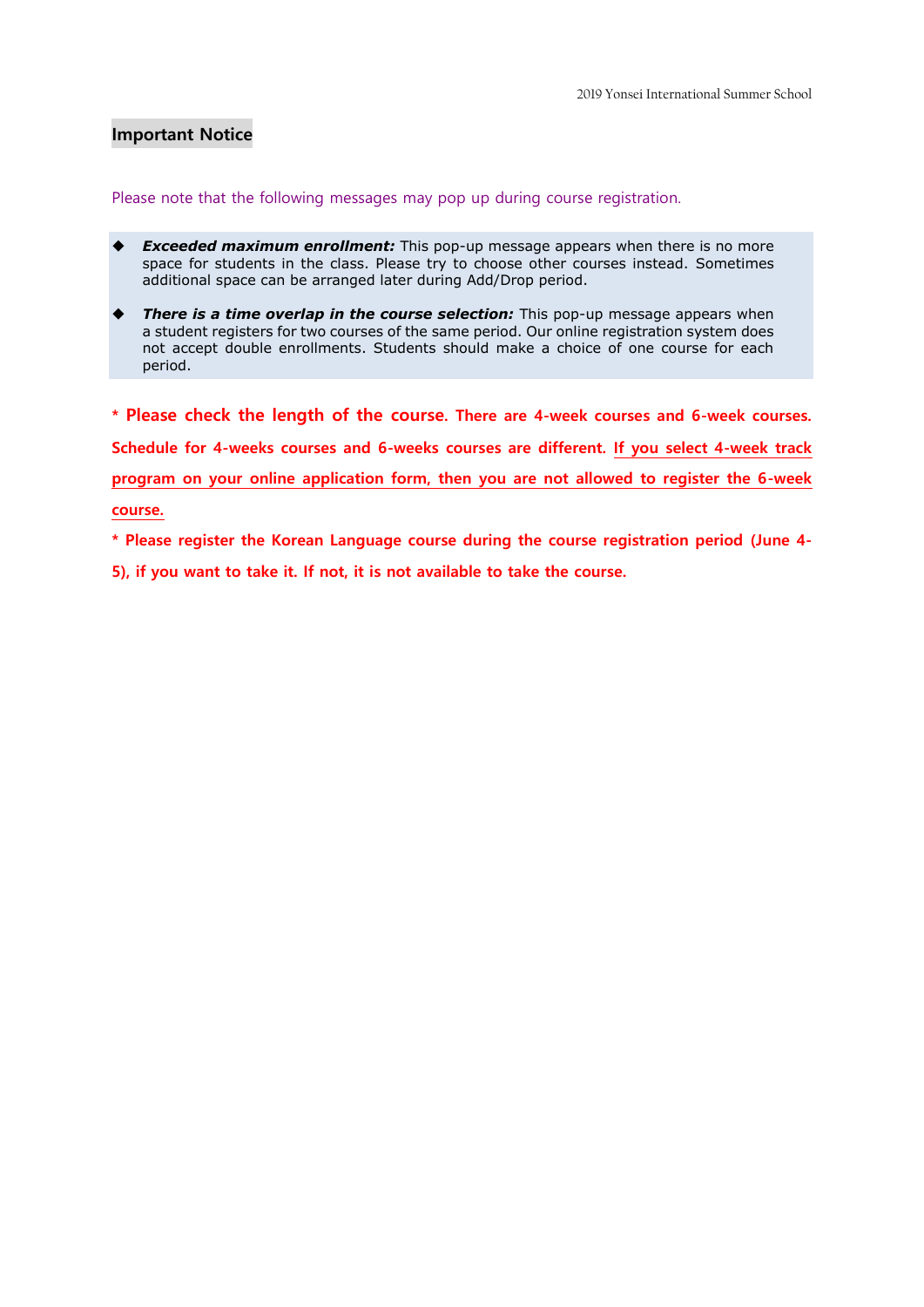## Important Notice

Please note that the following messages may pop up during course registration.

- ***Exceeded maximum enrollment:*** This pop-up message appears when there is no more space for students in the class. Please try to choose other courses instead. Sometimes additional space can be arranged later during Add/Drop period.
- ***There is a time overlap in the course selection:*** This pop-up message appears when a student registers for two courses of the same period. Our online registration system does not accept double enrollments. Students should make a choice of one course for each period.

**\* Please check the length of the course. There are 4-week courses and 6-week courses. Schedule for 4-weeks courses and 6-weeks courses are different. <u>If you select 4-week track program on your online application form, then you are not allowed to register the 6-week course.</u>**

**\* Please register the Korean Language course during the course registration period (June 4-5), if you want to take it. If not, it is not available to take the course.**